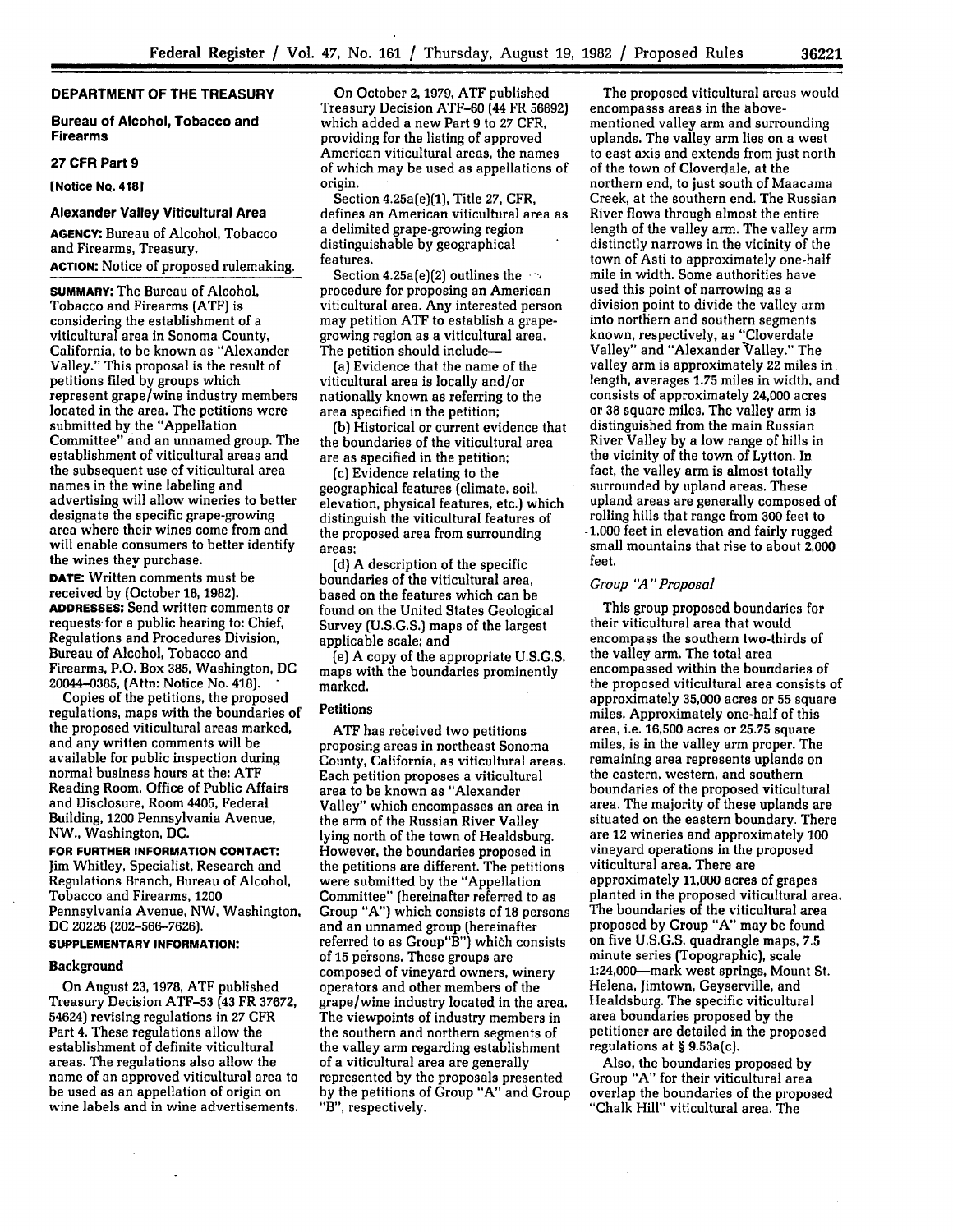**DEPARTMENT OF THE TREASURY**

**Bureau of Alcohol, Tobacco and Firearms**

**27 CFR Part 9**

**[Notice No. 418]**

## Alexander Valley Viticultural Area

**AGENCY:** Bureau of Alcohol, Tobacco and Firearms, Treasury.

**ACTION:** Notice of proposed rulemaking.

**SUMMARY:** The Bureau of Alcohol, Tobacco and Firearms (ATF) is considering the establishment of a viticultural area in Sonoma County, California, to be known as "Alexander Valley." This proposal is the result of petitions filed by groups which represent grape/wine industry members located in the area. The petitions were submitted by the "Appellation Committee" and an unnamed group. The establishment of viticultural areas and the subsequent use of viticultural area names in the wine labeling and advertising will allow wineries to better designate the specific grape-growing area where their wines come from and will enable consumers to better identify the wines they purchase.

**DATE:** Written comments must be received by (October 18, 1982).

**ADDRESSES:** Send written comments or requests for a public hearing to: Chief, Regulations and Procedures Division, Bureau of Alcohol, Tobacco and Firearms, P.O. Box 385, Washington, DC 20044–0385, (Attn: Notice No. 418).

Copies of the petitions, the proposed regulations, maps with the boundaries of the proposed viticultural areas marked, and any written comments will be available for public inspection during normal business hours at the: ATF Reading Room, Office of Public Affairs and Disclosure, Room 4405, Federal Building, 1200 Pennsylvania Avenue, NW., Washington, DC.

**FOR FURTHER INFORMATION CONTACT:** Jim Whitley, Specialist, Research and Regulations Branch, Bureau of Alcohol, Tobacco and Firearms, 1200 Pennsylvania Avenue, NW, Washington, DC 20226 (202–566–7626).

**SUPPLEMENTARY INFORMATION:**

### Background

On August 23, 1978, ATF published Treasury Decision ATF–53 (43 FR 37672, 54624) revising regulations in 27 CFR Part 4. These regulations allow the establishment of definite viticultural areas. The regulations also allow the name of an approved viticultural area to be used as an appellation of origin on wine labels and in wine advertisements.

On October 2, 1979, ATF published Treasury Decision ATF–60 (44 FR 56692) which added a new Part 9 to 27 CFR, providing for the listing of approved American viticultural areas, the names of which may be used as appellations of origin.

Section 4.25a(e)(1), Title 27, CFR, defines an American viticultural area as a delimited grape-growing region distinguishable by geographical features.

Section 4.25a(e)(2) outlines the procedure for proposing an American viticultural area. Any interested person may petition ATF to establish a grape-growing region as a viticultural area. The petition should include—

(a) Evidence that the name of the viticultural area is locally and/or nationally known as referring to the area specified in the petition;

(b) Historical or current evidence that the boundaries of the viticultural area are as specified in the petition;

(c) Evidence relating to the geographical features (climate, soil, elevation, physical features, etc.) which distinguish the viticultural features of the proposed area from surrounding areas;

(d) A description of the specific boundaries of the viticultural area, based on the features which can be found on the United States Geological Survey (U.S.G.S.) maps of the largest applicable scale; and

(e) A copy of the appropriate U.S.G.S. maps with the boundaries prominently marked.

### Petitions

ATF has received two petitions proposing areas in northeast Sonoma County, California, as viticultural areas. Each petition proposes a viticultural area to be known as "Alexander Valley" which encompasses an area in the arm of the Russian River Valley lying north of the town of Healdsburg. However, the boundaries proposed in the petitions are different. The petitions were submitted by the "Appellation Committee" (hereinafter referred to as Group "A") which consists of 18 persons and an unnamed group (hereinafter referred to as Group"B") which consists of 15 persons. These groups are composed of vineyard owners, winery operators and other members of the grape/wine industry located in the area. The viewpoints of industry members in the southern and northern segments of the valley arm regarding establishment of a viticultural area are generally represented by the proposals presented by the petitions of Group "A" and Group "B", respectively.

The proposed viticultural areas would encompasss areas in the above-mentioned valley arm and surrounding uplands. The valley arm lies on a west to east axis and extends from just north of the town of Cloverdale, at the northern end, to just south of Maacama Creek, at the southern end. The Russian River flows through almost the entire length of the valley arm. The valley arm distinctly narrows in the vicinity of the town of Asti to approximately one-half mile in width. Some authorities have used this point of narrowing as a division point to divide the valley arm into northern and southern segments known, respectively, as "Cloverdale Valley" and "Alexander Valley." The valley arm is approximately 22 miles in length, averages 1.75 miles in width, and consists of approximately 24,000 acres or 38 square miles. The valley arm is distinguished from the main Russian River Valley by a low range of hills in the vicinity of the town of Lytton. In fact, the valley arm is almost totally surrounded by upland areas. These upland areas are generally composed of rolling hills that range from 300 feet to 1,000 feet in elevation and fairly rugged small mountains that rise to about 2,000 feet.

### *Group "A" Proposal*

This group proposed boundaries for their viticultural area that would encompass the southern two-thirds of the valley arm. The total area encompassed within the boundaries of the proposed viticultural area consists of approximately 35,000 acres or 55 square miles. Approximately one-half of this area, i.e. 16,500 acres or 25.75 square miles, is in the valley arm proper. The remaining area represents uplands on the eastern, western, and southern boundaries of the proposed viticultural area. The majority of these uplands are situated on the eastern boundary. There are 12 wineries and approximately 100 vineyard operations in the proposed viticultural area. There are approximately 11,000 acres of grapes planted in the proposed viticultural area. The boundaries of the viticultural area proposed by Group "A" may be found on five U.S.G.S. quadrangle maps, 7.5 minute series (Topographic), scale 1:24,000—mark west springs, Mount St. Helena, Jimtown, Geyserville, and Healdsburg. The specific viticultural area boundaries proposed by the petitioner are detailed in the proposed regulations at § 9.53a(c).

Also, the boundaries proposed by Group "A" for their viticultural area overlap the boundaries of the proposed "Chalk Hill" viticultural area. The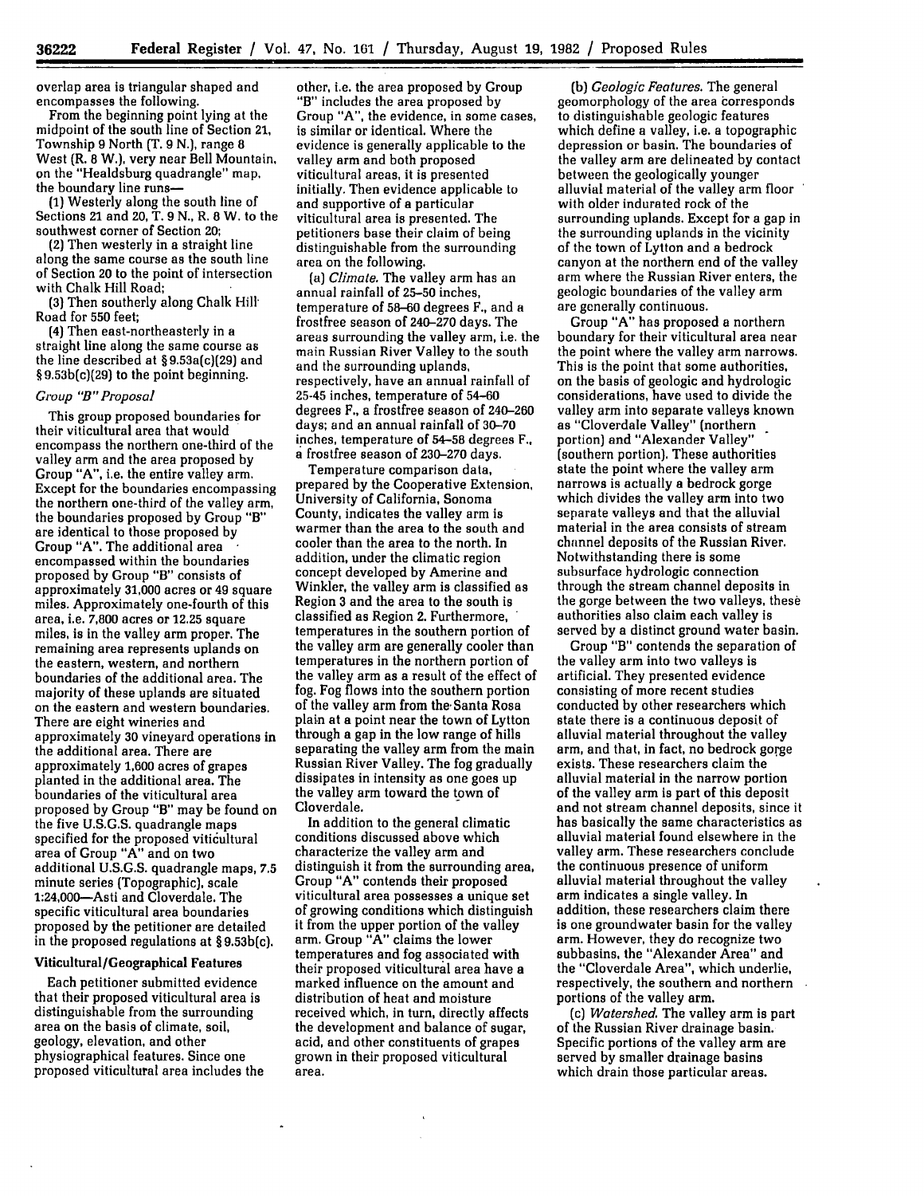overlap area is triangular shaped and encompasses the following.

From the beginning point lying at the midpoint of the south line of Section 21, Township 9 North (T. 9 N.), range 8 West (R. 8 W.), very near Bell Mountain, on the "Healdsburg quadrangle" map, the boundary line runs—

(1) Westerly along the south line of Sections 21 and 20, T. 9 N., R. 8 W. to the southwest corner of Section 20;

(2) Then westerly in a straight line along the same course as the south line of Section 20 to the point of intersection with Chalk Hill Road;

(3) Then southerly along Chalk Hill Road for 550 feet;

(4) Then east-northeasterly in a straight line along the same course as the line described at § 9.53a(c)(29) and § 9.53b(c)(29) to the point beginning.

*Group "B" Proposal*

This group proposed boundaries for their viticultural area that would encompass the northern one-third of the valley arm and the area proposed by Group "A", i.e. the entire valley arm. Except for the boundaries encompassing the northern one-third of the valley arm, the boundaries proposed by Group "B" are identical to those proposed by Group "A". The additional area encompassed within the boundaries proposed by Group "B" consists of approximately 31,000 acres or 49 square miles. Approximately one-fourth of this area, i.e. 7,800 acres or 12.25 square miles, is in the valley arm proper. The remaining area represents uplands on the eastern, western, and northern boundaries of the additional area. The majority of these uplands are situated on the eastern and western boundaries. There are eight wineries and approximately 30 vineyard operations in the additional area. There are approximately 1,600 acres of grapes planted in the additional area. The boundaries of the viticultural area proposed by Group "B" may be found on the five U.S.G.S. quadrangle maps specified for the proposed viticultural area of Group "A" and on two additional U.S.G.S. quadrangle maps, 7.5 minute series (Topographic), scale 1:24,000—Asti and Cloverdale. The specific viticultural area boundaries proposed by the petitioner are detailed in the proposed regulations at § 9.53b(c).

## Viticultural/Geographical Features

Each petitioner submitted evidence that their proposed viticultural area is distinguishable from the surrounding area on the basis of climate, soil, geology, elevation, and other physiographical features. Since one proposed viticultural area includes the other, i.e. the area proposed by Group "B" includes the area proposed by Group "A", the evidence, in some cases, is similar or identical. Where the evidence is generally applicable to the valley arm and both proposed viticultural areas, it is presented initially. Then evidence applicable to and supportive of a particular viticultural area is presented. The petitioners base their claim of being distinguishable from the surrounding area on the following.

(a) *Climate.* The valley arm has an annual rainfall of 25–50 inches, temperature of 58–60 degrees F., and a frostfree season of 240–270 days. The areas surrounding the valley arm, i.e. the main Russian River Valley to the south and the surrounding uplands, respectively, have an annual rainfall of 25–45 inches, temperature of 54–60 degrees F., a frostfree season of 240–260 days; and an annual rainfall of 30–70 inches, temperature of 54–58 degrees F., a frostfree season of 230–270 days.

Temperature comparison data, prepared by the Cooperative Extension, University of California, Sonoma County, indicates the valley arm is warmer than the area to the south and cooler than the area to the north. In addition, under the climatic region concept developed by Amerine and Winkler, the valley arm is classified as Region 3 and the area to the south is classified as Region 2. Furthermore, temperatures in the southern portion of the valley arm are generally cooler than temperatures in the northern portion of the valley arm as a result of the effect of fog. Fog flows into the southern portion of the valley arm from the Santa Rosa plain at a point near the town of Lytton through a gap in the low range of hills separating the valley arm from the main Russian River Valley. The fog gradually dissipates in intensity as one goes up the valley arm toward the town of Cloverdale.

In addition to the general climatic conditions discussed above which characterize the valley arm and distinguish it from the surrounding area, Group "A" contends their proposed viticultural area possesses a unique set of growing conditions which distinguish it from the upper portion of the valley arm. Group "A" claims the lower temperatures and fog associated with their proposed viticultural area have a marked influence on the amount and distribution of heat and moisture received which, in turn, directly affects the development and balance of sugar, acid, and other constituents of grapes grown in their proposed viticultural area.

(b) *Geologic Features.* The general geomorphology of the area corresponds to distinguishable geologic features which define a valley, i.e. a topographic depression or basin. The boundaries of the valley arm are delineated by contact between the geologically younger alluvial material of the valley arm floor with older indurated rock of the surrounding uplands. Except for a gap in the surrounding uplands in the vicinity of the town of Lytton and a bedrock canyon at the northern end of the valley arm where the Russian River enters, the geologic boundaries of the valley arm are generally continuous.

Group "A" has proposed a northern boundary for their viticultural area near the point where the valley arm narrows. This is the point that some authorities, on the basis of geologic and hydrologic considerations, have used to divide the valley arm into separate valleys known as "Cloverdale Valley" (northern portion) and "Alexander Valley" (southern portion). These authorities state the point where the valley arm narrows is actually a bedrock gorge which divides the valley arm into two separate valleys and that the alluvial material in the area consists of stream channel deposits of the Russian River. Notwithstanding there is some subsurface hydrologic connection through the stream channel deposits in the gorge between the two valleys, these authorities also claim each valley is served by a distinct ground water basin.

Group "B" contends the separation of the valley arm into two valleys is artificial. They presented evidence consisting of more recent studies conducted by other researchers which state there is a continuous deposit of alluvial material throughout the valley arm, and that, in fact, no bedrock gorge exists. These researchers claim the alluvial material in the narrow portion of the valley arm is part of this deposit and not stream channel deposits, since it has basically the same characteristics as alluvial material found elsewhere in the valley arm. These researchers conclude the continuous presence of uniform alluvial material throughout the valley arm indicates a single valley. In addition, these researchers claim there is one groundwater basin for the valley arm. However, they do recognize two subbasins, the "Alexander Area" and the "Cloverdale Area", which underlie, respectively, the southern and northern portions of the valley arm.

(c) *Watershed.* The valley arm is part of the Russian River drainage basin. Specific portions of the valley arm are served by smaller drainage basins which drain those particular areas.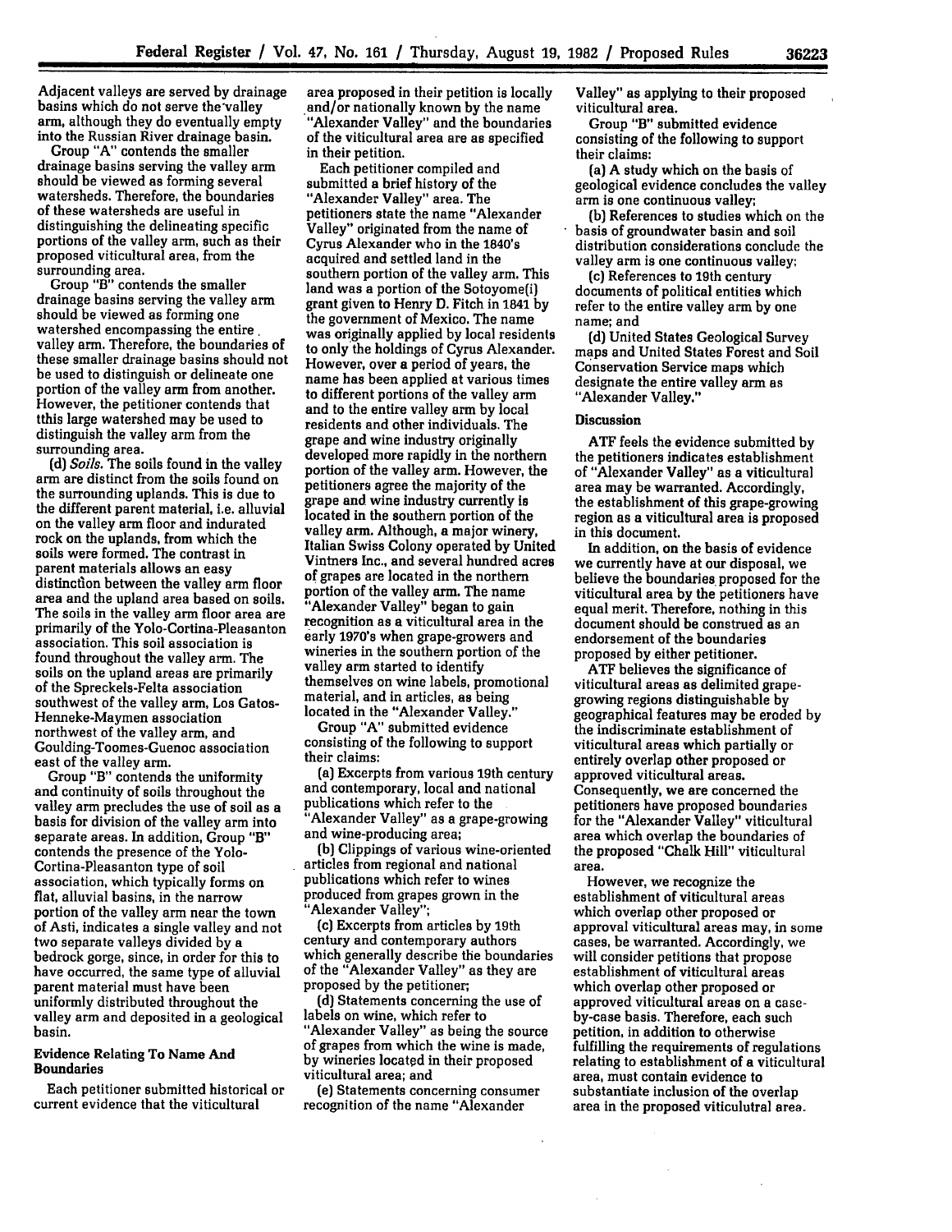Adjacent valleys are served by drainage basins which do not serve the valley arm, although they do eventually empty into the Russian River drainage basin.

Group "A" contends the smaller drainage basins serving the valley arm should be viewed as forming several watersheds. Therefore, the boundaries of these watersheds are useful in distinguishing the delineating specific portions of the valley arm, such as their proposed viticultural area, from the surrounding area.

Group "B" contends the smaller drainage basins serving the valley arm should be viewed as forming one watershed encompassing the entire valley arm. Therefore, the boundaries of these smaller drainage basins should not be used to distinguish or delineate one portion of the valley arm from another. However, the petitioner contends that tthis large watershed may be used to distinguish the valley arm from the surrounding area.

(d) *Soils.* The soils found in the valley arm are distinct from the soils found on the surrounding uplands. This is due to the different parent material, i.e. alluvial on the valley arm floor and indurated rock on the uplands, from which the soils were formed. The contrast in parent materials allows an easy distinction between the valley arm floor area and the upland area based on soils. The soils in the valley arm floor area are primarily of the Yolo-Cortina-Pleasanton association. This soil association is found throughout the valley arm. The soils on the upland areas are primarily of the Spreckels-Felta association southwest of the valley arm, Los Gatos-Henneke-Maymen association northwest of the valley arm, and Goulding-Toomes-Guenoc association east of the valley arm.

Group "B" contends the uniformity and continuity of soils throughout the valley arm precludes the use of soil as a basis for division of the valley arm into separate areas. In addition, Group "B" contends the presence of the Yolo-Cortina-Pleasanton type of soil association, which typically forms on flat, alluvial basins, in the narrow portion of the valley arm near the town of Asti, indicates a single valley and not two separate valleys divided by a bedrock gorge, since, in order for this to have occurred, the same type of alluvial parent material must have been uniformly distributed throughout the valley arm and deposited in a geological basin.

### Evidence Relating To Name And Boundaries

Each petitioner submitted historical or current evidence that the viticultural area proposed in their petition is locally and/or nationally known by the name "Alexander Valley" and the boundaries of the viticultural area are as specified in their petition.

Each petitioner compiled and submitted a brief history of the "Alexander Valley" area. The petitioners state the name "Alexander Valley" originated from the name of Cyrus Alexander who in the 1840's acquired and settled land in the southern portion of the valley arm. This land was a portion of the Sotoyome(i) grant given to Henry D. Fitch in 1841 by the government of Mexico. The name was originally applied by local residents to only the holdings of Cyrus Alexander. However, over a period of years, the name has been applied at various times to different portions of the valley arm and to the entire valley arm by local residents and other individuals. The grape and wine industry originally developed more rapidly in the northern portion of the valley arm. However, the petitioners agree the majority of the grape and wine industry currently is located in the southern portion of the valley arm. Although, a major winery, Italian Swiss Colony operated by United Vintners Inc., and several hundred acres of grapes are located in the northern portion of the valley arm. The name "Alexander Valley" began to gain recognition as a viticultural area in the early 1970's when grape-growers and wineries in the southern portion of the valley arm started to identify themselves on wine labels, promotional material, and in articles, as being located in the "Alexander Valley."

Group "A" submitted evidence consisting of the following to support their claims:

(a) Excerpts from various 19th century and contemporary, local and national publications which refer to the "Alexander Valley" as a grape-growing and wine-producing area;

(b) Clippings of various wine-oriented articles from regional and national publications which refer to wines produced from grapes grown in the "Alexander Valley";

(c) Excerpts from articles by 19th century and contemporary authors which generally describe the boundaries of the "Alexander Valley" as they are proposed by the petitioner;

(d) Statements concerning the use of labels on wine, which refer to "Alexander Valley" as being the source of grapes from which the wine is made, by wineries located in their proposed viticultural area; and

(e) Statements concerning consumer recognition of the name "Alexander Valley" as applying to their proposed viticultural area.

Group "B" submitted evidence consisting of the following to support their claims:

(a) A study which on the basis of geological evidence concludes the valley arm is one continuous valley;

(b) References to studies which on the basis of groundwater basin and soil distribution considerations conclude the valley arm is one continuous valley;

(c) References to 19th century documents of political entities which refer to the entire valley arm by one name; and

(d) United States Geological Survey maps and United States Forest and Soil Conservation Service maps which designate the entire valley arm as "Alexander Valley."

### Discussion

ATF feels the evidence submitted by the petitioners indicates establishment of "Alexander Valley" as a viticultural area may be warranted. Accordingly, the establishment of this grape-growing region as a viticultural area is proposed in this document.

In addition, on the basis of evidence we currently have at our disposal, we believe the boundaries proposed for the viticultural area by the petitioners have equal merit. Therefore, nothing in this document should be construed as an endorsement of the boundaries proposed by either petitioner.

ATF believes the significance of viticultural areas as delimited grape-growing regions distinguishable by geographical features may be eroded by the indiscriminate establishment of viticultural areas which partially or entirely overlap other proposed or approved viticultural areas. Consequently, we are concerned the petitioners have proposed boundaries for the "Alexander Valley" viticultural area which overlap the boundaries of the proposed "Chalk Hill" viticultural area.

However, we recognize the establishment of viticultural areas which overlap other proposed or approval viticultural areas may, in some cases, be warranted. Accordingly, we will consider petitions that propose establishment of viticultural areas which overlap other proposed or approved viticultural areas on a case-by-case basis. Therefore, each such petition, in addition to otherwise fulfilling the requirements of regulations relating to establishment of a viticultural area, must contain evidence to substantiate inclusion of the overlap area in the proposed viticulutral area.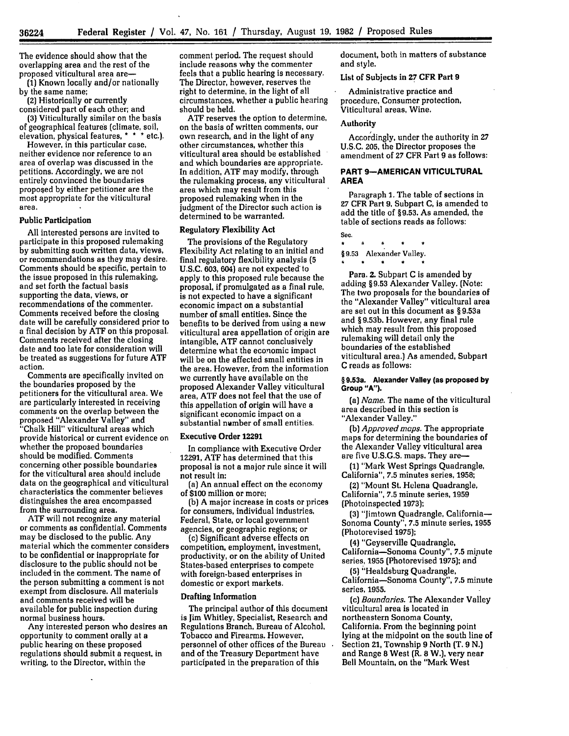The evidence should show that the overlapping area and the rest of the proposed viticultural area are—

(1) Known locally and/or nationally by the same name;

(2) Historically or currently considered part of each other; and

(3) Viticulturally similar on the basis of geographical features (climate, soil, elevation, physical features, * * * etc.).

However, in this particular case, neither evidence nor reference to an area of overlap was discussed in the petitions. Accordingly, we are not entirely convinced the boundaries proposed by either petitioner are the most appropriate for the viticultural area.

### Public Participation

All interested persons are invited to participate in this proposed rulemaking by submitting such written data, views, or recommendations as they may desire. Comments should be specific, pertain to the issue proposed in this rulemaking, and set forth the factual basis supporting the data, views, or recommendations of the commenter. Comments received before the closing date will be carefully considered prior to a final decision by ATF on this proposal. Comments received after the closing date and too late for consideration will be treated as suggestions for future ATF action.

Comments are specifically invited on the boundaries proposed by the petitioners for the viticultural area. We are particularly interested in receiving comments on the overlap between the proposed "Alexander Valley" and "Chalk Hill" viticultural areas which provide historical or current evidence on whether the proposed boundaries should be modified. Comments concerning other possible boundaries for the viticultural area should include data on the geographical and viticultural characteristics the commenter believes distinguishes the area encompassed from the surrounding area.

ATF will not recognize any material or comments as confidential. Comments may be disclosed to the public. Any material which the commenter considers to be confidential or inappropriate for disclosure to the public should not be included in the comment. The name of the person submitting a comment is not exempt from disclosure. All materials and comments received will be available for public inspection during normal business hours.

Any interested person who desires an opportunity to comment orally at a public hearing on these proposed regulations should submit a request, in writing, to the Director, within the comment period. The request should include reasons why the commenter feels that a public hearing is necessary. The Director, however, reserves the right to determine, in the light of all circumstances, whether a public hearing should be held.

ATF reserves the option to determine, on the basis of written comments, our own research, and in the light of any other circumstances, whether this viticultural area should be established and which boundaries are appropriate. In addition, ATF may modify, through the rulemaking process, any viticultural area which may result from this proposed rulemaking when in the judgment of the Director such action is determined to be warranted.

### Regulatory Flexibility Act

The provisions of the Regulatory Flexibility Act relating to an initial and final regulatory flexibility analysis (5 U.S.C. 603, 604) are not expected to apply to this proposed rule because the proposal, if promulgated as a final rule, is not expected to have a significant economic impact on a substantial number of small entities. Since the benefits to be derived from using a new viticultural area appellation of origin are intangible, ATF cannot conclusively determine what the economic impact will be on the affected small entities in the area. However, from the information we currently have available on the proposed Alexander Valley viticultural area, ATF does not feel that the use of this appellation of origin will have a significant economic impact on a substantial number of small entities.

### Executive Order 12291

In compliance with Executive Order 12291, ATF has determined that this proposal is not a major rule since it will not result in:

(a) An annual effect on the economy of $100 million or more;

(b) A major increase in costs or prices for consumers, individual industries, Federal, State, or local government agencies, or geographic regions; or

(c) Significant adverse effects on competition, employment, investment, productivity, or on the ability of United States-based enterprises to compete with foreign-based enterprises in domestic or export markets.

### Drafting Information

The principal author of this document is Jim Whitley, Specialist, Research and Regulations Branch, Bureau of Alcohol, Tobacco and Firearms. However, personnel of other offices of the Bureau and of the Treasury Department have participated in the preparation of this document, both in matters of substance and style.

### List of Subjects in 27 CFR Part 9

Administrative practice and procedure, Consumer protection, Viticultural areas, Wine.

### Authority

Accordingly, under the authority in 27 U.S.C. 205, the Director proposes the amendment of 27 CFR Part 9 as follows:

## PART 9—AMERICAN VITICULTURAL AREA

Paragraph 1. The table of sections in 27 CFR Part 9, Subpart C, is amended to add the title of §9.53. As amended, the table of sections reads as follows:

Sec.

* * * * *

§9.53 Alexander Valley.

* * * * *

Para. 2. Subpart C is amended by adding §9.53 Alexander Valley. (Note: The two proposals for the boundaries of the "Alexander Valley" viticultural area are set out in this document as §9.53a and §9.53b. However, any final rule which may result from this proposed rulemaking will detail only the boundaries of the established viticultural area.) As amended, Subpart C reads as follows:

**§9.53a. Alexander Valley (as proposed by Group "A").**

(a) *Name.* The name of the viticultural area described in this section is "Alexander Valley."

(b) *Approved maps.* The appropriate maps for determining the boundaries of the Alexander Valley viticultural area are five U.S.G.S. maps. They are—

(1) "Mark West Springs Quadrangle, California", 7.5 minutes series, 1958;

(2) "Mount St. Helena Quadrangle, California", 7.5 minute series, 1959 (Photoinspected 1973);

(3) "Jimtown Quadrangle, California—Sonoma County", 7.5 minute series, 1955 (Photorevised 1975);

(4) "Geyserville Quadrangle, California—Sonoma County", 7.5 minute series, 1955 (Photorevised 1975); and

(5) "Healdsburg Quadrangle, California—Sonoma County", 7.5 minute series, 1955.

(c) *Boundaries.* The Alexander Valley viticultural area is located in northeastern Sonoma County, California. From the beginning point lying at the midpoint on the south line of Section 21, Township 9 North (T. 9 N.) and Range 8 West (R. 8 W.), very near Bell Mountain, on the "Mark West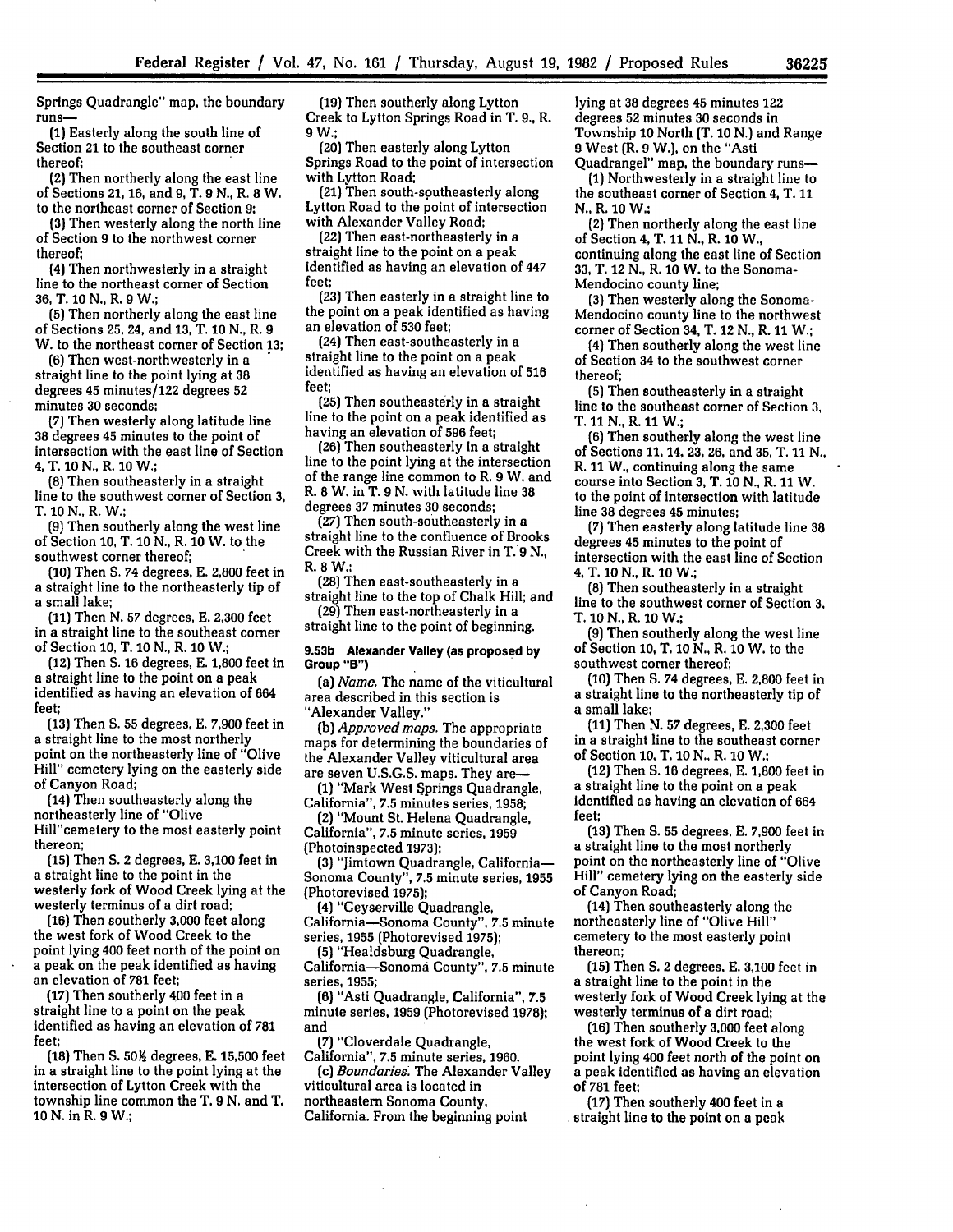Springs Quadrangle" map, the boundary runs—

(1) Easterly along the south line of Section 21 to the southeast corner thereof;

(2) Then northerly along the east line of Sections 21, 16, and 9, T. 9 N., R. 8 W. to the northeast corner of Section 9;

(3) Then westerly along the north line of Section 9 to the northwest corner thereof;

(4) Then northwesterly in a straight line to the northeast corner of Section 36, T. 10 N., R. 9 W.;

(5) Then northerly along the east line of Sections 25, 24, and 13, T. 10 N., R. 9 W. to the northeast corner of Section 13;

(6) Then west-northwesterly in a straight line to the point lying at 38 degrees 45 minutes/122 degrees 52 minutes 30 seconds;

(7) Then westerly along latitude line 38 degrees 45 minutes to the point of intersection with the east line of Section 4, T. 10 N., R. 10 W.;

(8) Then southeasterly in a straight line to the southwest corner of Section 3, T. 10 N., R. W.;

(9) Then southerly along the west line of Section 10, T. 10 N., R. 10 W. to the southwest corner thereof;

(10) Then S. 74 degrees, E. 2,800 feet in a straight line to the northeasterly tip of a small lake;

(11) Then N. 57 degrees, E. 2,300 feet in a straight line to the southeast corner of Section 10, T. 10 N., R. 10 W.;

(12) Then S. 16 degrees, E. 1,800 feet in a straight line to the point on a peak identified as having an elevation of 664 feet;

(13) Then S. 55 degrees, E. 7,900 feet in a straight line to the most northerly point on the northeasterly line of "Olive Hill" cemetery lying on the easterly side of Canyon Road;

(14) Then southeasterly along the northeasterly line of "Olive Hill"cemetery to the most easterly point thereon;

(15) Then S. 2 degrees, E. 3,100 feet in a straight line to the point in the westerly fork of Wood Creek lying at the westerly terminus of a dirt road;

(16) Then southerly 3,000 feet along the west fork of Wood Creek to the point lying 400 feet north of the point on a peak on the peak identified as having an elevation of 781 feet;

(17) Then southerly 400 feet in a straight line to a point on the peak identified as having an elevation of 781 feet;

(18) Then S. 50½ degrees, E. 15,500 feet in a straight line to the point lying at the intersection of Lytton Creek with the township line common the T. 9 N. and T. 10 N. in R. 9 W.;

(19) Then southerly along Lytton Creek to Lytton Springs Road in T. 9., R. 9 W.;

(20) Then easterly along Lytton Springs Road to the point of intersection with Lytton Road;

(21) Then south-southeasterly along Lytton Road to the point of intersection with Alexander Valley Road;

(22) Then east-northeasterly in a straight line to the point on a peak identified as having an elevation of 447 feet;

(23) Then easterly in a straight line to the point on a peak identified as having an elevation of 530 feet;

(24) Then east-southeasterly in a straight line to the point on a peak identified as having an elevation of 516 feet;

(25) Then southeasterly in a straight line to the point on a peak identified as having an elevation of 596 feet;

(26) Then southeasterly in a straight line to the point lying at the intersection of the range line common to R. 9 W. and R. 8 W. in T. 9 N. with latitude line 38 degrees 37 minutes 30 seconds;

(27) Then south-southeasterly in a straight line to the confluence of Brooks Creek with the Russian River in T. 9 N., R. 8 W.;

(28) Then east-southeasterly in a straight line to the top of Chalk Hill; and

(29) Then east-northeasterly in a straight line to the point of beginning.

**9.53b Alexander Valley (as proposed by Group "B")**

(a) *Name.* The name of the viticultural area described in this section is "Alexander Valley."

(b) *Approved maps.* The appropriate maps for determining the boundaries of the Alexander Valley viticultural area are seven U.S.G.S. maps. They are—

(1) "Mark West Springs Quadrangle, California", 7.5 minutes series, 1958;

(2) "Mount St. Helena Quadrangle, California", 7.5 minute series, 1959 (Photoinspected 1973);

(3) "Jimtown Quadrangle, California—Sonoma County", 7.5 minute series, 1955 (Photorevised 1975);

(4) "Geyserville Quadrangle, California—Sonoma County", 7.5 minute series, 1955 (Photorevised 1975);

(5) "Healdsburg Quadrangle, California—Sonoma County", 7.5 minute series, 1955;

(6) "Asti Quadrangle, California", 7.5 minute series, 1959 (Photorevised 1978); and

(7) "Cloverdale Quadrangle, California", 7.5 minute series, 1960.

(c) *Boundaries.* The Alexander Valley viticultural area is located in northeastern Sonoma County, California. From the beginning point lying at 38 degrees 45 minutes 122 degrees 52 minutes 30 seconds in Township 10 North (T. 10 N.) and Range 9 West (R. 9 W.), on the "Asti Quadrangel" map, the boundary runs—

(1) Northwesterly in a straight line to the southeast corner of Section 4, T. 11 N., R. 10 W.;

(2) Then northerly along the east line of Section 4, T. 11 N., R. 10 W., continuing along the east line of Section 33, T. 12 N., R. 10 W. to the Sonoma-Mendocino county line;

(3) Then westerly along the Sonoma-Mendocino county line to the northwest corner of Section 34, T. 12 N., R. 11 W.;

(4) Then southerly along the west line of Section 34 to the southwest corner thereof;

(5) Then southeasterly in a straight line to the southeast corner of Section 3, T. 11 N., R. 11 W.;

(6) Then southerly along the west line of Sections 11, 14, 23, 26, and 35, T. 11 N., R. 11 W., continuing along the same course into Section 3, T. 10 N., R. 11 W. to the point of intersection with latitude line 38 degrees 45 minutes;

(7) Then easterly along latitude line 38 degrees 45 minutes to the point of intersection with the east line of Section 4, T. 10 N., R. 10 W.;

(8) Then southeasterly in a straight line to the southwest corner of Section 3, T. 10 N., R. 10 W.;

(9) Then southerly along the west line of Section 10, T. 10 N., R. 10 W. to the southwest corner thereof;

(10) Then S. 74 degrees, E. 2,800 feet in a straight line to the northeasterly tip of a small lake;

(11) Then N. 57 degrees, E. 2,300 feet in a straight line to the southeast corner of Section 10, T. 10 N., R. 10 W.;

(12) Then S. 16 degrees, E. 1,800 feet in a straight line to the point on a peak identified as having an elevation of 664 feet;

(13) Then S. 55 degrees, E. 7,900 feet in a straight line to the most northerly point on the northeasterly line of "Olive Hill" cemetery lying on the easterly side of Canyon Road;

(14) Then southeasterly along the northeasterly line of "Olive Hill" cemetery to the most easterly point thereon;

(15) Then S. 2 degrees, E. 3,100 feet in a straight line to the point in the westerly fork of Wood Creek lying at the westerly terminus of a dirt road;

(16) Then southerly 3,000 feet along the west fork of Wood Creek to the point lying 400 feet north of the point on a peak identified as having an elevation of 781 feet;

(17) Then southerly 400 feet in a straight line to the point on a peak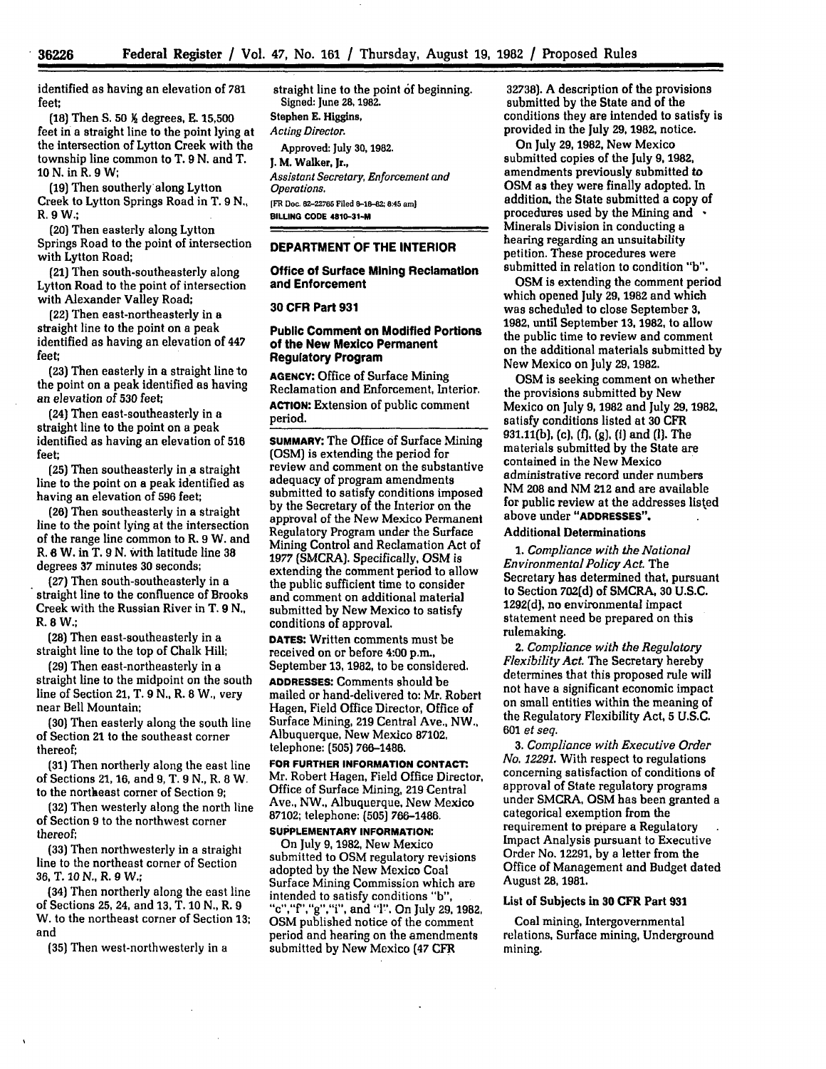identified as having an elevation of 781 feet;

(18) Then S. 50 ½ degrees, E. 15,500 feet in a straight line to the point lying at the intersection of Lytton Creek with the township line common to T. 9 N. and T. 10 N. in R. 9 W;

(19) Then southerly along Lytton Creek to Lytton Springs Road in T. 9 N., R. 9 W.;

(20) Then easterly along Lytton Springs Road to the point of intersection with Lytton Road;

(21) Then south-southeasterly along Lytton Road to the point of intersection with Alexander Valley Road;

(22) Then east-northeasterly in a straight line to the point on a peak identified as having an elevation of 447 feet;

(23) Then easterly in a straight line to the point on a peak identified as having an elevation of 530 feet;

(24) Then east-southeasterly in a straight line to the point on a peak identified as having an elevation of 516 feet;

(25) Then southeasterly in a straight line to the point on a peak identified as having an elevation of 596 feet;

(26) Then southeasterly in a straight line to the point lying at the intersection of the range line common to R. 9 W. and R. 8 W. in T. 9 N. with latitude line 38 degrees 37 minutes 30 seconds;

(27) Then south-southeasterly in a straight line to the confluence of Brooks Creek with the Russian River in T. 9 N., R. 8 W.;

(28) Then east-southeasterly in a straight line to the top of Chalk Hill;

(29) Then east-northeasterly in a straight line to the midpoint on the south line of Section 21, T. 9 N., R. 8 W., very near Bell Mountain;

(30) Then easterly along the south line of Section 21 to the southeast corner thereof;

(31) Then northerly along the east line of Sections 21, 16, and 9, T. 9 N., R. 8 W. to the northeast corner of Section 9;

(32) Then westerly along the north line of Section 9 to the northwest corner thereof;

(33) Then northwesterly in a straight line to the northeast corner of Section 36, T. 10 N., R. 9 W.;

(34) Then northerly along the east line of Sections 25, 24, and 13, T. 10 N., R. 9 W. to the northeast corner of Section 13; and

(35) Then west-northwesterly in a straight line to the point of beginning.

Signed: June 28, 1982.

**Stephen E. Higgins,**
*Acting Director.*

Approved: July 30, 1982.

**J. M. Walker, Jr.,**
*Assistant Secretary, Enforcement and Operations.*

[FR Doc. 82-22765 Filed 8-18-82; 8:45 am]

**BILLING CODE 4810-31-M**

## DEPARTMENT OF THE INTERIOR

### Office of Surface Mining Reclamation and Enforcement

### 30 CFR Part 931

### Public Comment on Modified Portions of the New Mexico Permanent Regulatory Program

**AGENCY:** Office of Surface Mining Reclamation and Enforcement, Interior.

**ACTION:** Extension of public comment period.

**SUMMARY:** The Office of Surface Mining (OSM) is extending the period for review and comment on the substantive adequacy of program amendments submitted to satisfy conditions imposed by the Secretary of the Interior on the approval of the New Mexico Permanent Regulatory Program under the Surface Mining Control and Reclamation Act of 1977 (SMCRA). Specifically, OSM is extending the comment period to allow the public sufficient time to consider and comment on additional material submitted by New Mexico to satisfy conditions of approval.

**DATES:** Written comments must be received on or before 4:00 p.m., September 13, 1982, to be considered.

**ADDRESSES:** Comments should be mailed or hand-delivered to: Mr. Robert Hagen, Field Office Director, Office of Surface Mining, 219 Central Ave., NW., Albuquerque, New Mexico 87102, telephone: (505) 766-1486.

**FOR FURTHER INFORMATION CONTACT:** Mr. Robert Hagen, Field Office Director, Office of Surface Mining, 219 Central Ave., NW., Albuquerque, New Mexico 87102; telephone: (505) 766-1486.

**SUPPLEMENTARY INFORMATION:**

On July 9, 1982, New Mexico submitted to OSM regulatory revisions adopted by the New Mexico Coal Surface Mining Commission which are intended to satisfy conditions "b", "c","f","g","i", and "l". On July 29, 1982, OSM published notice of the comment period and hearing on the amendments submitted by New Mexico (47 CFR 32738). A description of the provisions submitted by the State and of the conditions they are intended to satisfy is provided in the July 29, 1982, notice.

On July 29, 1982, New Mexico submitted copies of the July 9, 1982, amendments previously submitted to OSM as they were finally adopted. In addition, the State submitted a copy of procedures used by the Mining and Minerals Division in conducting a hearing regarding an unsuitability petition. These procedures were submitted in relation to condition "b".

OSM is extending the comment period which opened July 29, 1982 and which was scheduled to close September 3, 1982, until September 13, 1982, to allow the public time to review and comment on the additional materials submitted by New Mexico on July 29, 1982.

OSM is seeking comment on whether the provisions submitted by New Mexico on July 9, 1982 and July 29, 1982, satisfy conditions listed at 30 CFR 931.11(b), (c), (f), (g), (i) and (l). The materials submitted by the State are contained in the New Mexico administrative record under numbers NM 208 and NM 212 and are available for public review at the addresses listed above under "**ADDRESSES**".

#### Additional Determinations

1. *Compliance with the National Environmental Policy Act.* The Secretary has determined that, pursuant to Section 702(d) of SMCRA, 30 U.S.C. 1292(d), no environmental impact statement need be prepared on this rulemaking.

2. *Compliance with the Regulatory Flexibility Act.* The Secretary hereby determines that this proposed rule will not have a significant economic impact on small entities within the meaning of the Regulatory Flexibility Act, 5 U.S.C. 601 *et seq.*

3. *Compliance with Executive Order No. 12291.* With respect to regulations concerning satisfaction of conditions of approval of State regulatory programs under SMCRA, OSM has been granted a categorical exemption from the requirement to prepare a Regulatory Impact Analysis pursuant to Executive Order No. 12291, by a letter from the Office of Management and Budget dated August 28, 1981.

#### List of Subjects in 30 CFR Part 931

Coal mining, Intergovernmental relations, Surface mining, Underground mining.